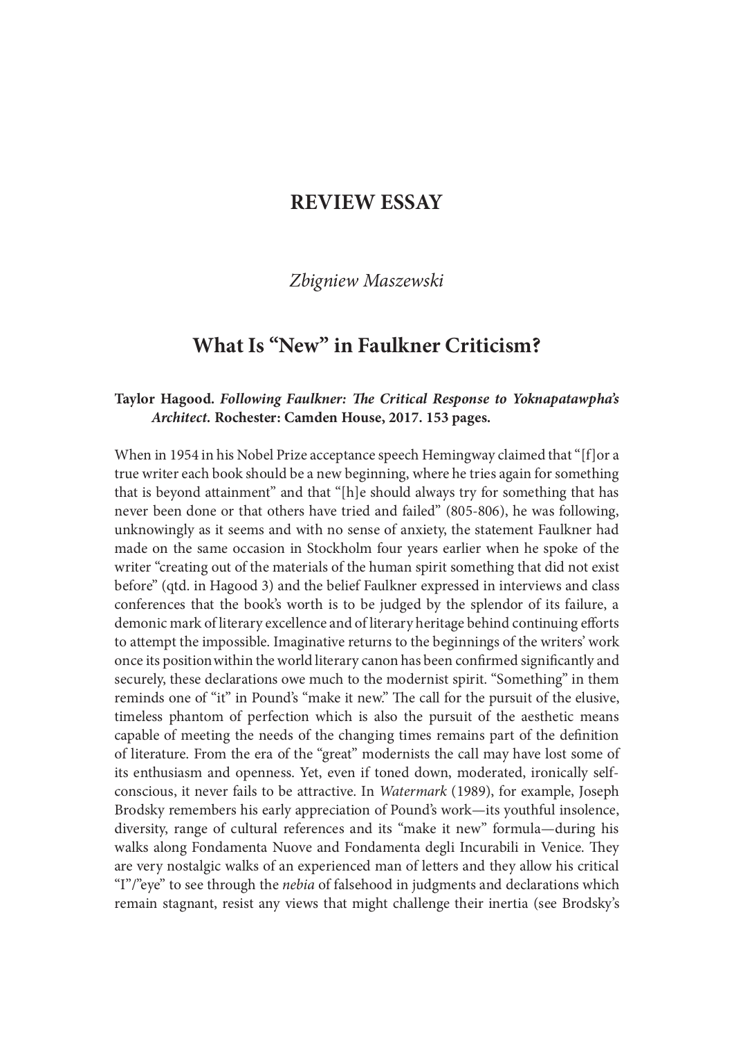# REVIEW ESSAY

*Zbigniew Maszewski*

## What Is "New" in Faulkner Criticism?

**Taylor Hagood. *Following Faulkner: The Critical Response to Yoknapatawpha's Architect*. Rochester: Camden House, 2017. 153 pages.**

When in 1954 in his Nobel Prize acceptance speech Hemingway claimed that "[f]or a true writer each book should be a new beginning, where he tries again for something that is beyond attainment" and that "[h]e should always try for something that has never been done or that others have tried and failed" (805-806), he was following, unknowingly as it seems and with no sense of anxiety, the statement Faulkner had made on the same occasion in Stockholm four years earlier when he spoke of the writer "creating out of the materials of the human spirit something that did not exist before" (qtd. in Hagood 3) and the belief Faulkner expressed in interviews and class conferences that the book's worth is to be judged by the splendor of its failure, a demonic mark of literary excellence and of literary heritage behind continuing efforts to attempt the impossible. Imaginative returns to the beginnings of the writers' work once its position within the world literary canon has been confirmed significantly and securely, these declarations owe much to the modernist spirit. "Something" in them reminds one of "it" in Pound's "make it new." The call for the pursuit of the elusive, timeless phantom of perfection which is also the pursuit of the aesthetic means capable of meeting the needs of the changing times remains part of the definition of literature. From the era of the "great" modernists the call may have lost some of its enthusiasm and openness. Yet, even if toned down, moderated, ironically self-conscious, it never fails to be attractive. In *Watermark* (1989), for example, Joseph Brodsky remembers his early appreciation of Pound's work—its youthful insolence, diversity, range of cultural references and its "make it new" formula—during his walks along Fondamenta Nuove and Fondamenta degli Incurabili in Venice. They are very nostalgic walks of an experienced man of letters and they allow his critical "I"/"eye" to see through the *nebia* of falsehood in judgments and declarations which remain stagnant, resist any views that might challenge their inertia (see Brodsky's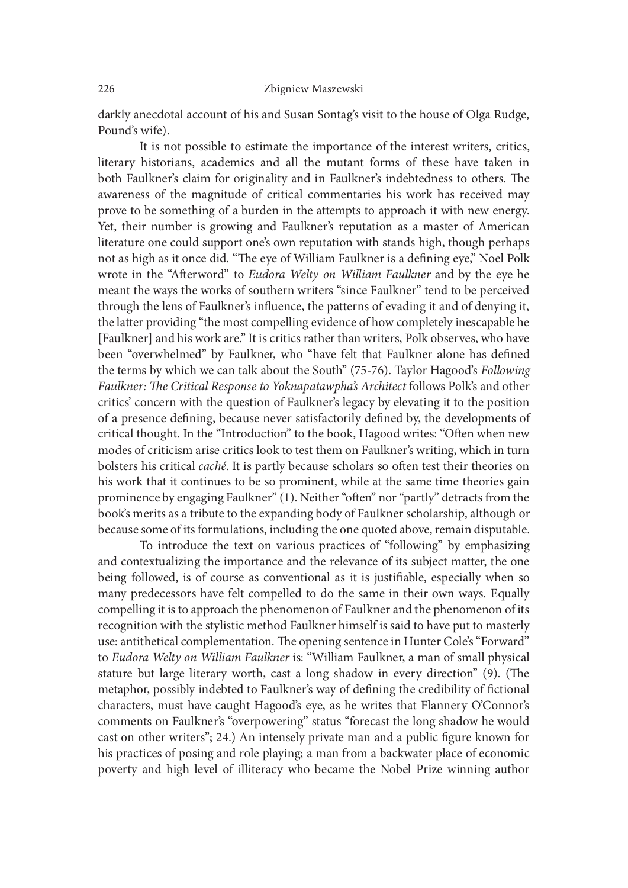darkly anecdotal account of his and Susan Sontag's visit to the house of Olga Rudge, Pound's wife).

It is not possible to estimate the importance of the interest writers, critics, literary historians, academics and all the mutant forms of these have taken in both Faulkner's claim for originality and in Faulkner's indebtedness to others. The awareness of the magnitude of critical commentaries his work has received may prove to be something of a burden in the attempts to approach it with new energy. Yet, their number is growing and Faulkner's reputation as a master of American literature one could support one's own reputation with stands high, though perhaps not as high as it once did. "The eye of William Faulkner is a defining eye," Noel Polk wrote in the "Afterword" to *Eudora Welty on William Faulkner* and by the eye he meant the ways the works of southern writers "since Faulkner" tend to be perceived through the lens of Faulkner's influence, the patterns of evading it and of denying it, the latter providing "the most compelling evidence of how completely inescapable he [Faulkner] and his work are." It is critics rather than writers, Polk observes, who have been "overwhelmed" by Faulkner, who "have felt that Faulkner alone has defined the terms by which we can talk about the South" (75-76). Taylor Hagood's *Following Faulkner: The Critical Response to Yoknapatawpha's Architect* follows Polk's and other critics' concern with the question of Faulkner's legacy by elevating it to the position of a presence defining, because never satisfactorily defined by, the developments of critical thought. In the "Introduction" to the book, Hagood writes: "Often when new modes of criticism arise critics look to test them on Faulkner's writing, which in turn bolsters his critical *caché*. It is partly because scholars so often test their theories on his work that it continues to be so prominent, while at the same time theories gain prominence by engaging Faulkner" (1). Neither "often" nor "partly" detracts from the book's merits as a tribute to the expanding body of Faulkner scholarship, although or because some of its formulations, including the one quoted above, remain disputable.

To introduce the text on various practices of "following" by emphasizing and contextualizing the importance and the relevance of its subject matter, the one being followed, is of course as conventional as it is justifiable, especially when so many predecessors have felt compelled to do the same in their own ways. Equally compelling it is to approach the phenomenon of Faulkner and the phenomenon of its recognition with the stylistic method Faulkner himself is said to have put to masterly use: antithetical complementation. The opening sentence in Hunter Cole's "Forward" to *Eudora Welty on William Faulkner* is: "William Faulkner, a man of small physical stature but large literary worth, cast a long shadow in every direction" (9). (The metaphor, possibly indebted to Faulkner's way of defining the credibility of fictional characters, must have caught Hagood's eye, as he writes that Flannery O'Connor's comments on Faulkner's "overpowering" status "forecast the long shadow he would cast on other writers"; 24.) An intensely private man and a public figure known for his practices of posing and role playing; a man from a backwater place of economic poverty and high level of illiteracy who became the Nobel Prize winning author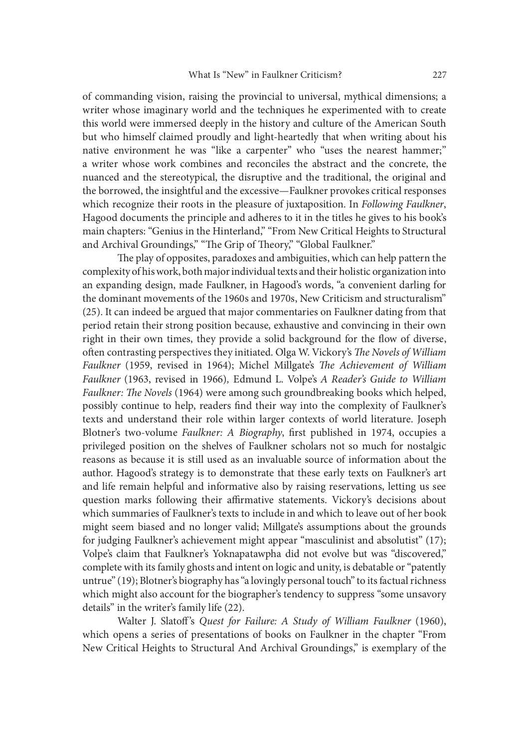of commanding vision, raising the provincial to universal, mythical dimensions; a writer whose imaginary world and the techniques he experimented with to create this world were immersed deeply in the history and culture of the American South but who himself claimed proudly and light-heartedly that when writing about his native environment he was "like a carpenter" who "uses the nearest hammer;" a writer whose work combines and reconciles the abstract and the concrete, the nuanced and the stereotypical, the disruptive and the traditional, the original and the borrowed, the insightful and the excessive—Faulkner provokes critical responses which recognize their roots in the pleasure of juxtaposition. In *Following Faulkner*, Hagood documents the principle and adheres to it in the titles he gives to his book's main chapters: "Genius in the Hinterland," "From New Critical Heights to Structural and Archival Groundings," "The Grip of Theory," "Global Faulkner."

The play of opposites, paradoxes and ambiguities, which can help pattern the complexity of his work, both major individual texts and their holistic organization into an expanding design, made Faulkner, in Hagood's words, "a convenient darling for the dominant movements of the 1960s and 1970s, New Criticism and structuralism" (25). It can indeed be argued that major commentaries on Faulkner dating from that period retain their strong position because, exhaustive and convincing in their own right in their own times, they provide a solid background for the flow of diverse, often contrasting perspectives they initiated. Olga W. Vickory's *The Novels of William Faulkner* (1959, revised in 1964); Michel Millgate's *The Achievement of William Faulkner* (1963, revised in 1966), Edmund L. Volpe's *A Reader's Guide to William Faulkner: The Novels* (1964) were among such groundbreaking books which helped, possibly continue to help, readers find their way into the complexity of Faulkner's texts and understand their role within larger contexts of world literature. Joseph Blotner's two-volume *Faulkner: A Biography*, first published in 1974, occupies a privileged position on the shelves of Faulkner scholars not so much for nostalgic reasons as because it is still used as an invaluable source of information about the author. Hagood's strategy is to demonstrate that these early texts on Faulkner's art and life remain helpful and informative also by raising reservations, letting us see question marks following their affirmative statements. Vickory's decisions about which summaries of Faulkner's texts to include in and which to leave out of her book might seem biased and no longer valid; Millgate's assumptions about the grounds for judging Faulkner's achievement might appear "masculinist and absolutist" (17); Volpe's claim that Faulkner's Yoknapatawpha did not evolve but was "discovered," complete with its family ghosts and intent on logic and unity, is debatable or "patently untrue" (19); Blotner's biography has "a lovingly personal touch" to its factual richness which might also account for the biographer's tendency to suppress "some unsavory details" in the writer's family life (22).

Walter J. Slatoff's *Quest for Failure: A Study of William Faulkner* (1960), which opens a series of presentations of books on Faulkner in the chapter "From New Critical Heights to Structural And Archival Groundings," is exemplary of the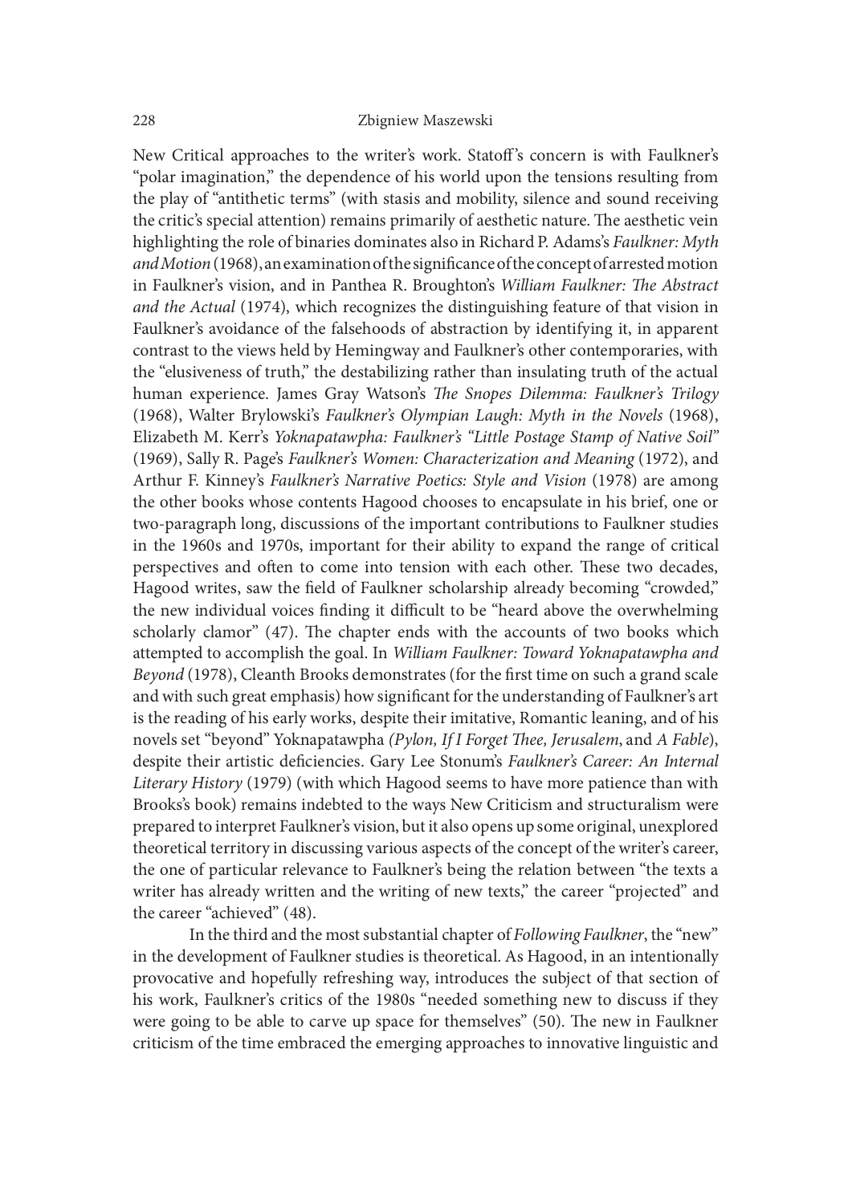New Critical approaches to the writer's work. Statoff's concern is with Faulkner's "polar imagination," the dependence of his world upon the tensions resulting from the play of "antithetic terms" (with stasis and mobility, silence and sound receiving the critic's special attention) remains primarily of aesthetic nature. The aesthetic vein highlighting the role of binaries dominates also in Richard P. Adams's *Faulkner: Myth and Motion* (1968), an examination of the significance of the concept of arrested motion in Faulkner's vision, and in Panthea R. Broughton's *William Faulkner: The Abstract and the Actual* (1974), which recognizes the distinguishing feature of that vision in Faulkner's avoidance of the falsehoods of abstraction by identifying it, in apparent contrast to the views held by Hemingway and Faulkner's other contemporaries, with the "elusiveness of truth," the destabilizing rather than insulating truth of the actual human experience. James Gray Watson's *The Snopes Dilemma: Faulkner's Trilogy* (1968), Walter Brylowski's *Faulkner's Olympian Laugh: Myth in the Novels* (1968), Elizabeth M. Kerr's *Yoknapatawpha: Faulkner's "Little Postage Stamp of Native Soil"* (1969), Sally R. Page's *Faulkner's Women: Characterization and Meaning* (1972), and Arthur F. Kinney's *Faulkner's Narrative Poetics: Style and Vision* (1978) are among the other books whose contents Hagood chooses to encapsulate in his brief, one or two-paragraph long, discussions of the important contributions to Faulkner studies in the 1960s and 1970s, important for their ability to expand the range of critical perspectives and often to come into tension with each other. These two decades, Hagood writes, saw the field of Faulkner scholarship already becoming "crowded," the new individual voices finding it difficult to be "heard above the overwhelming scholarly clamor" (47). The chapter ends with the accounts of two books which attempted to accomplish the goal. In *William Faulkner: Toward Yoknapatawpha and Beyond* (1978), Cleanth Brooks demonstrates (for the first time on such a grand scale and with such great emphasis) how significant for the understanding of Faulkner's art is the reading of his early works, despite their imitative, Romantic leaning, and of his novels set "beyond" Yoknapatawpha *(Pylon, If I Forget Thee, Jerusalem*, and *A Fable*), despite their artistic deficiencies. Gary Lee Stonum's *Faulkner's Career: An Internal Literary History* (1979) (with which Hagood seems to have more patience than with Brooks's book) remains indebted to the ways New Criticism and structuralism were prepared to interpret Faulkner's vision, but it also opens up some original, unexplored theoretical territory in discussing various aspects of the concept of the writer's career, the one of particular relevance to Faulkner's being the relation between "the texts a writer has already written and the writing of new texts," the career "projected" and the career "achieved" (48).

In the third and the most substantial chapter of *Following Faulkner*, the "new" in the development of Faulkner studies is theoretical. As Hagood, in an intentionally provocative and hopefully refreshing way, introduces the subject of that section of his work, Faulkner's critics of the 1980s "needed something new to discuss if they were going to be able to carve up space for themselves" (50). The new in Faulkner criticism of the time embraced the emerging approaches to innovative linguistic and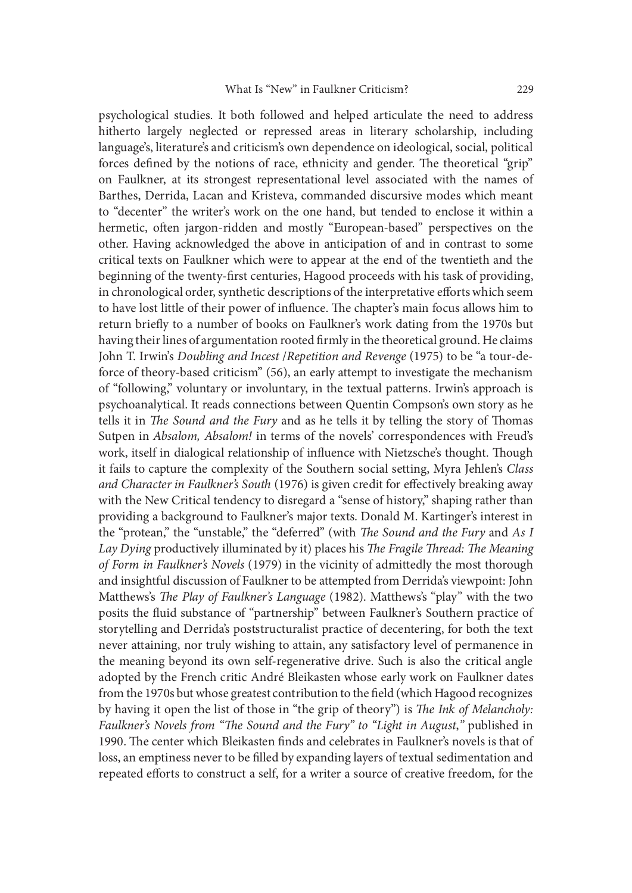psychological studies. It both followed and helped articulate the need to address hitherto largely neglected or repressed areas in literary scholarship, including language's, literature's and criticism's own dependence on ideological, social, political forces defined by the notions of race, ethnicity and gender. The theoretical "grip" on Faulkner, at its strongest representational level associated with the names of Barthes, Derrida, Lacan and Kristeva, commanded discursive modes which meant to "decenter" the writer's work on the one hand, but tended to enclose it within a hermetic, often jargon-ridden and mostly "European-based" perspectives on the other. Having acknowledged the above in anticipation of and in contrast to some critical texts on Faulkner which were to appear at the end of the twentieth and the beginning of the twenty-first centuries, Hagood proceeds with his task of providing, in chronological order, synthetic descriptions of the interpretative efforts which seem to have lost little of their power of influence. The chapter's main focus allows him to return briefly to a number of books on Faulkner's work dating from the 1970s but having their lines of argumentation rooted firmly in the theoretical ground. He claims John T. Irwin's *Doubling and Incest /Repetition and Revenge* (1975) to be "a tour-de-force of theory-based criticism" (56), an early attempt to investigate the mechanism of "following," voluntary or involuntary, in the textual patterns. Irwin's approach is psychoanalytical. It reads connections between Quentin Compson's own story as he tells it in *The Sound and the Fury* and as he tells it by telling the story of Thomas Sutpen in *Absalom, Absalom!* in terms of the novels' correspondences with Freud's work, itself in dialogical relationship of influence with Nietzsche's thought. Though it fails to capture the complexity of the Southern social setting, Myra Jehlen's *Class and Character in Faulkner's South* (1976) is given credit for effectively breaking away with the New Critical tendency to disregard a "sense of history," shaping rather than providing a background to Faulkner's major texts. Donald M. Kartinger's interest in the "protean," the "unstable," the "deferred" (with *The Sound and the Fury* and *As I Lay Dying* productively illuminated by it) places his *The Fragile Thread: The Meaning of Form in Faulkner's Novels* (1979) in the vicinity of admittedly the most thorough and insightful discussion of Faulkner to be attempted from Derrida's viewpoint: John Matthews's *The Play of Faulkner's Language* (1982). Matthews's "play" with the two posits the fluid substance of "partnership" between Faulkner's Southern practice of storytelling and Derrida's poststructuralist practice of decentering, for both the text never attaining, nor truly wishing to attain, any satisfactory level of permanence in the meaning beyond its own self-regenerative drive. Such is also the critical angle adopted by the French critic André Bleikasten whose early work on Faulkner dates from the 1970s but whose greatest contribution to the field (which Hagood recognizes by having it open the list of those in "the grip of theory") is *The Ink of Melancholy: Faulkner's Novels from "The Sound and the Fury" to "Light in August*,*"* published in 1990. The center which Bleikasten finds and celebrates in Faulkner's novels is that of loss, an emptiness never to be filled by expanding layers of textual sedimentation and repeated efforts to construct a self, for a writer a source of creative freedom, for the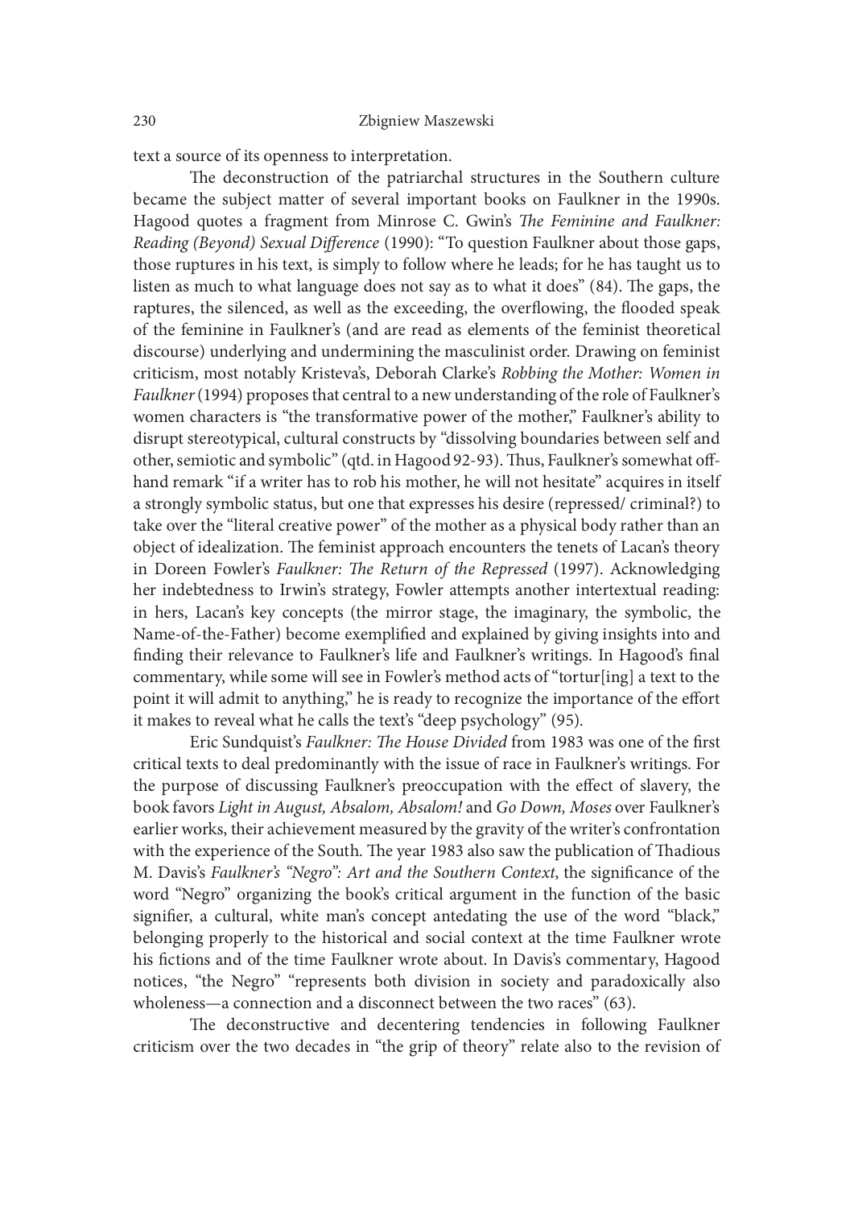text a source of its openness to interpretation.

The deconstruction of the patriarchal structures in the Southern culture became the subject matter of several important books on Faulkner in the 1990s. Hagood quotes a fragment from Minrose C. Gwin's *The Feminine and Faulkner: Reading (Beyond) Sexual Difference* (1990): "To question Faulkner about those gaps, those ruptures in his text, is simply to follow where he leads; for he has taught us to listen as much to what language does not say as to what it does" (84). The gaps, the raptures, the silenced, as well as the exceeding, the overflowing, the flooded speak of the feminine in Faulkner's (and are read as elements of the feminist theoretical discourse) underlying and undermining the masculinist order. Drawing on feminist criticism, most notably Kristeva's, Deborah Clarke's *Robbing the Mother: Women in Faulkner* (1994) proposes that central to a new understanding of the role of Faulkner's women characters is "the transformative power of the mother," Faulkner's ability to disrupt stereotypical, cultural constructs by "dissolving boundaries between self and other, semiotic and symbolic" (qtd. in Hagood 92-93). Thus, Faulkner's somewhat off-hand remark "if a writer has to rob his mother, he will not hesitate" acquires in itself a strongly symbolic status, but one that expresses his desire (repressed/ criminal?) to take over the "literal creative power" of the mother as a physical body rather than an object of idealization. The feminist approach encounters the tenets of Lacan's theory in Doreen Fowler's *Faulkner: The Return of the Repressed* (1997). Acknowledging her indebtedness to Irwin's strategy, Fowler attempts another intertextual reading: in hers, Lacan's key concepts (the mirror stage, the imaginary, the symbolic, the Name-of-the-Father) become exemplified and explained by giving insights into and finding their relevance to Faulkner's life and Faulkner's writings. In Hagood's final commentary, while some will see in Fowler's method acts of "tortur[ing] a text to the point it will admit to anything," he is ready to recognize the importance of the effort it makes to reveal what he calls the text's "deep psychology" (95).

Eric Sundquist's *Faulkner: The House Divided* from 1983 was one of the first critical texts to deal predominantly with the issue of race in Faulkner's writings. For the purpose of discussing Faulkner's preoccupation with the effect of slavery, the book favors *Light in August, Absalom, Absalom!* and *Go Down, Moses* over Faulkner's earlier works, their achievement measured by the gravity of the writer's confrontation with the experience of the South. The year 1983 also saw the publication of Thadious M. Davis's *Faulkner's "Negro": Art and the Southern Context*, the significance of the word "Negro" organizing the book's critical argument in the function of the basic signifier, a cultural, white man's concept antedating the use of the word "black," belonging properly to the historical and social context at the time Faulkner wrote his fictions and of the time Faulkner wrote about. In Davis's commentary, Hagood notices, "the Negro" "represents both division in society and paradoxically also wholeness—a connection and a disconnect between the two races" (63).

The deconstructive and decentering tendencies in following Faulkner criticism over the two decades in "the grip of theory" relate also to the revision of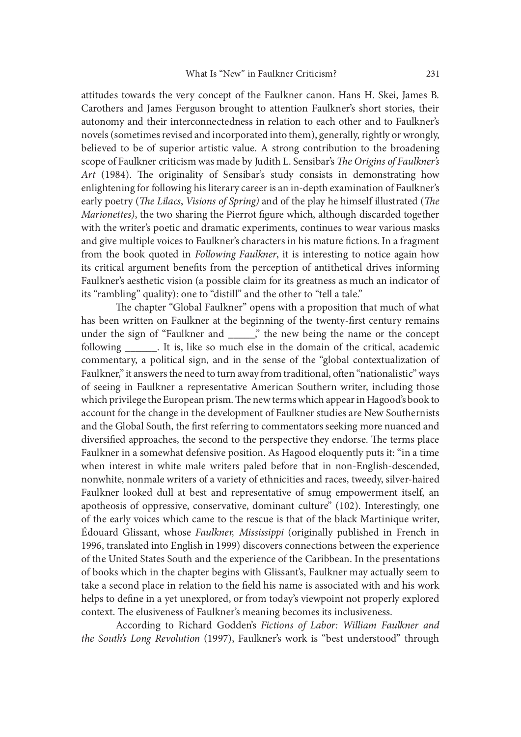attitudes towards the very concept of the Faulkner canon. Hans H. Skei, James B. Carothers and James Ferguson brought to attention Faulkner's short stories, their autonomy and their interconnectedness in relation to each other and to Faulkner's novels (sometimes revised and incorporated into them), generally, rightly or wrongly, believed to be of superior artistic value. A strong contribution to the broadening scope of Faulkner criticism was made by Judith L. Sensibar's *The Origins of Faulkner's Art* (1984). The originality of Sensibar's study consists in demonstrating how enlightening for following his literary career is an in-depth examination of Faulkner's early poetry (*The Lilacs*, *Visions of Spring)* and of the play he himself illustrated (*The Marionettes)*, the two sharing the Pierrot figure which, although discarded together with the writer's poetic and dramatic experiments, continues to wear various masks and give multiple voices to Faulkner's characters in his mature fictions. In a fragment from the book quoted in *Following Faulkner*, it is interesting to notice again how its critical argument benefits from the perception of antithetical drives informing Faulkner's aesthetic vision (a possible claim for its greatness as much an indicator of its "rambling" quality): one to "distill" and the other to "tell a tale."

The chapter "Global Faulkner" opens with a proposition that much of what has been written on Faulkner at the beginning of the twenty-first century remains under the sign of "Faulkner and _____," the new being the name or the concept following ______. It is, like so much else in the domain of the critical, academic commentary, a political sign, and in the sense of the "global contextualization of Faulkner," it answers the need to turn away from traditional, often "nationalistic" ways of seeing in Faulkner a representative American Southern writer, including those which privilege the European prism. The new terms which appear in Hagood's book to account for the change in the development of Faulkner studies are New Southernists and the Global South, the first referring to commentators seeking more nuanced and diversified approaches, the second to the perspective they endorse. The terms place Faulkner in a somewhat defensive position. As Hagood eloquently puts it: "in a time when interest in white male writers paled before that in non-English-descended, nonwhite, nonmale writers of a variety of ethnicities and races, tweedy, silver-haired Faulkner looked dull at best and representative of smug empowerment itself, an apotheosis of oppressive, conservative, dominant culture" (102). Interestingly, one of the early voices which came to the rescue is that of the black Martinique writer, Édouard Glissant, whose *Faulkner, Mississippi* (originally published in French in 1996, translated into English in 1999) discovers connections between the experience of the United States South and the experience of the Caribbean. In the presentations of books which in the chapter begins with Glissant's, Faulkner may actually seem to take a second place in relation to the field his name is associated with and his work helps to define in a yet unexplored, or from today's viewpoint not properly explored context. The elusiveness of Faulkner's meaning becomes its inclusiveness.

According to Richard Godden's *Fictions of Labor: William Faulkner and the South's Long Revolution* (1997), Faulkner's work is "best understood" through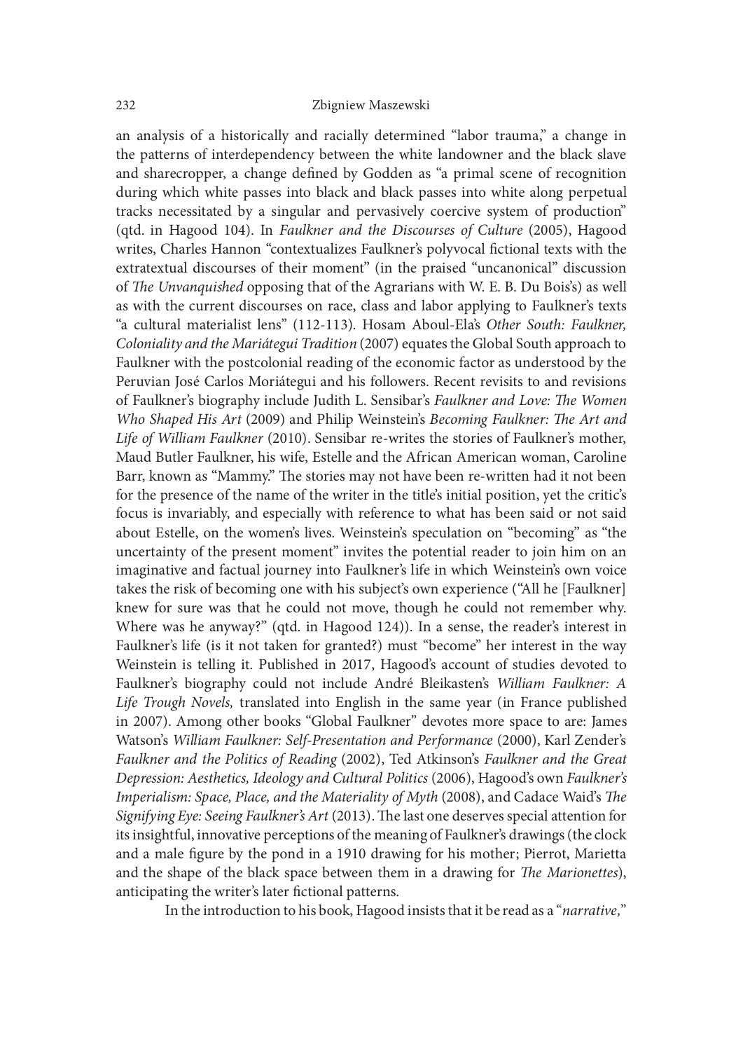an analysis of a historically and racially determined "labor trauma," a change in the patterns of interdependency between the white landowner and the black slave and sharecropper, a change defined by Godden as "a primal scene of recognition during which white passes into black and black passes into white along perpetual tracks necessitated by a singular and pervasively coercive system of production" (qtd. in Hagood 104). In *Faulkner and the Discourses of Culture* (2005), Hagood writes, Charles Hannon "contextualizes Faulkner's polyvocal fictional texts with the extratextual discourses of their moment" (in the praised "uncanonical" discussion of *The Unvanquished* opposing that of the Agrarians with W. E. B. Du Bois's) as well as with the current discourses on race, class and labor applying to Faulkner's texts "a cultural materialist lens" (112-113). Hosam Aboul-Ela's *Other South: Faulkner, Coloniality and the Mariátegui Tradition* (2007) equates the Global South approach to Faulkner with the postcolonial reading of the economic factor as understood by the Peruvian José Carlos Moriátegui and his followers. Recent revisits to and revisions of Faulkner's biography include Judith L. Sensibar's *Faulkner and Love: The Women Who Shaped His Art* (2009) and Philip Weinstein's *Becoming Faulkner: The Art and Life of William Faulkner* (2010). Sensibar re-writes the stories of Faulkner's mother, Maud Butler Faulkner, his wife, Estelle and the African American woman, Caroline Barr, known as "Mammy." The stories may not have been re-written had it not been for the presence of the name of the writer in the title's initial position, yet the critic's focus is invariably, and especially with reference to what has been said or not said about Estelle, on the women's lives. Weinstein's speculation on "becoming" as "the uncertainty of the present moment" invites the potential reader to join him on an imaginative and factual journey into Faulkner's life in which Weinstein's own voice takes the risk of becoming one with his subject's own experience ("All he [Faulkner] knew for sure was that he could not move, though he could not remember why. Where was he anyway?" (qtd. in Hagood 124)). In a sense, the reader's interest in Faulkner's life (is it not taken for granted?) must "become" her interest in the way Weinstein is telling it. Published in 2017, Hagood's account of studies devoted to Faulkner's biography could not include André Bleikasten's *William Faulkner: A Life Trough Novels,* translated into English in the same year (in France published in 2007). Among other books "Global Faulkner" devotes more space to are: James Watson's *William Faulkner: Self-Presentation and Performance* (2000), Karl Zender's *Faulkner and the Politics of Reading* (2002), Ted Atkinson's *Faulkner and the Great Depression: Aesthetics, Ideology and Cultural Politics* (2006), Hagood's own *Faulkner's Imperialism: Space, Place, and the Materiality of Myth* (2008), and Cadace Waid's *The Signifying Eye: Seeing Faulkner's Art* (2013). The last one deserves special attention for its insightful, innovative perceptions of the meaning of Faulkner's drawings (the clock and a male figure by the pond in a 1910 drawing for his mother; Pierrot, Marietta and the shape of the black space between them in a drawing for *The Marionettes*), anticipating the writer's later fictional patterns.

In the introduction to his book, Hagood insists that it be read as a "*narrative*,"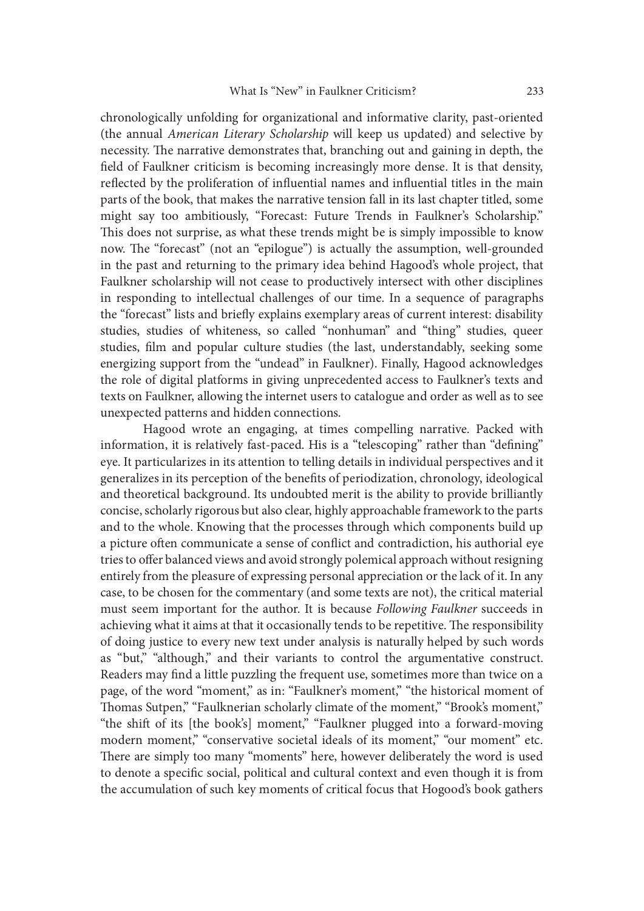chronologically unfolding for organizational and informative clarity, past-oriented (the annual *American Literary Scholarship* will keep us updated) and selective by necessity. The narrative demonstrates that, branching out and gaining in depth, the field of Faulkner criticism is becoming increasingly more dense. It is that density, reflected by the proliferation of influential names and influential titles in the main parts of the book, that makes the narrative tension fall in its last chapter titled, some might say too ambitiously, "Forecast: Future Trends in Faulkner's Scholarship." This does not surprise, as what these trends might be is simply impossible to know now. The "forecast" (not an "epilogue") is actually the assumption, well-grounded in the past and returning to the primary idea behind Hagood's whole project, that Faulkner scholarship will not cease to productively intersect with other disciplines in responding to intellectual challenges of our time. In a sequence of paragraphs the "forecast" lists and briefly explains exemplary areas of current interest: disability studies, studies of whiteness, so called "nonhuman" and "thing" studies, queer studies, film and popular culture studies (the last, understandably, seeking some energizing support from the "undead" in Faulkner). Finally, Hagood acknowledges the role of digital platforms in giving unprecedented access to Faulkner's texts and texts on Faulkner, allowing the internet users to catalogue and order as well as to see unexpected patterns and hidden connections.

Hagood wrote an engaging, at times compelling narrative. Packed with information, it is relatively fast-paced. His is a "telescoping" rather than "defining" eye. It particularizes in its attention to telling details in individual perspectives and it generalizes in its perception of the benefits of periodization, chronology, ideological and theoretical background. Its undoubted merit is the ability to provide brilliantly concise, scholarly rigorous but also clear, highly approachable framework to the parts and to the whole. Knowing that the processes through which components build up a picture often communicate a sense of conflict and contradiction, his authorial eye tries to offer balanced views and avoid strongly polemical approach without resigning entirely from the pleasure of expressing personal appreciation or the lack of it. In any case, to be chosen for the commentary (and some texts are not), the critical material must seem important for the author. It is because *Following Faulkner* succeeds in achieving what it aims at that it occasionally tends to be repetitive. The responsibility of doing justice to every new text under analysis is naturally helped by such words as "but," "although," and their variants to control the argumentative construct. Readers may find a little puzzling the frequent use, sometimes more than twice on a page, of the word "moment," as in: "Faulkner's moment," "the historical moment of Thomas Sutpen," "Faulknerian scholarly climate of the moment," "Brook's moment," "the shift of its [the book's] moment," "Faulkner plugged into a forward-moving modern moment," "conservative societal ideals of its moment," "our moment" etc. There are simply too many "moments" here, however deliberately the word is used to denote a specific social, political and cultural context and even though it is from the accumulation of such key moments of critical focus that Hogood's book gathers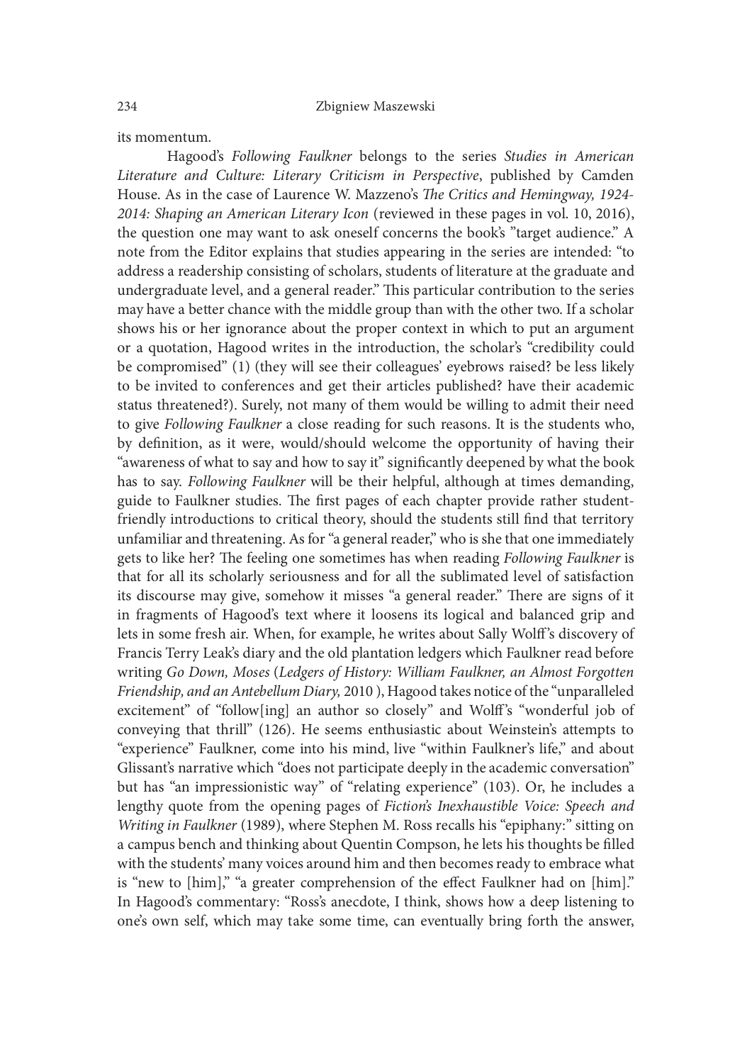its momentum.

Hagood's *Following Faulkner* belongs to the series *Studies in American Literature and Culture: Literary Criticism in Perspective*, published by Camden House. As in the case of Laurence W. Mazzeno's *The Critics and Hemingway, 1924-2014: Shaping an American Literary Icon* (reviewed in these pages in vol. 10, 2016), the question one may want to ask oneself concerns the book's "target audience." A note from the Editor explains that studies appearing in the series are intended: "to address a readership consisting of scholars, students of literature at the graduate and undergraduate level, and a general reader." This particular contribution to the series may have a better chance with the middle group than with the other two. If a scholar shows his or her ignorance about the proper context in which to put an argument or a quotation, Hagood writes in the introduction, the scholar's "credibility could be compromised" (1) (they will see their colleagues' eyebrows raised? be less likely to be invited to conferences and get their articles published? have their academic status threatened?). Surely, not many of them would be willing to admit their need to give *Following Faulkner* a close reading for such reasons. It is the students who, by definition, as it were, would/should welcome the opportunity of having their "awareness of what to say and how to say it" significantly deepened by what the book has to say. *Following Faulkner* will be their helpful, although at times demanding, guide to Faulkner studies. The first pages of each chapter provide rather student-friendly introductions to critical theory, should the students still find that territory unfamiliar and threatening. As for "a general reader," who is she that one immediately gets to like her? The feeling one sometimes has when reading *Following Faulkner* is that for all its scholarly seriousness and for all the sublimated level of satisfaction its discourse may give, somehow it misses "a general reader." There are signs of it in fragments of Hagood's text where it loosens its logical and balanced grip and lets in some fresh air. When, for example, he writes about Sally Wolff's discovery of Francis Terry Leak's diary and the old plantation ledgers which Faulkner read before writing *Go Down, Moses* (*Ledgers of History: William Faulkner, an Almost Forgotten Friendship, and an Antebellum Diary,* 2010 ), Hagood takes notice of the "unparalleled excitement" of "follow[ing] an author so closely" and Wolff's "wonderful job of conveying that thrill" (126). He seems enthusiastic about Weinstein's attempts to "experience" Faulkner, come into his mind, live "within Faulkner's life," and about Glissant's narrative which "does not participate deeply in the academic conversation" but has "an impressionistic way" of "relating experience" (103). Or, he includes a lengthy quote from the opening pages of *Fiction's Inexhaustible Voice: Speech and Writing in Faulkner* (1989), where Stephen M. Ross recalls his "epiphany:" sitting on a campus bench and thinking about Quentin Compson, he lets his thoughts be filled with the students' many voices around him and then becomes ready to embrace what is "new to [him]," "a greater comprehension of the effect Faulkner had on [him]." In Hagood's commentary: "Ross's anecdote, I think, shows how a deep listening to one's own self, which may take some time, can eventually bring forth the answer,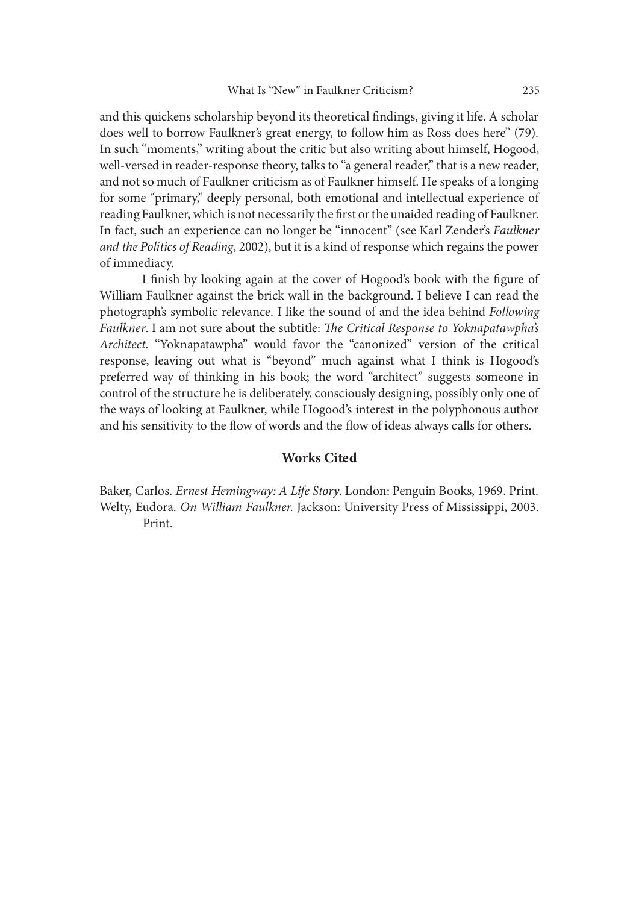and this quickens scholarship beyond its theoretical findings, giving it life. A scholar does well to borrow Faulkner's great energy, to follow him as Ross does here" (79). In such "moments," writing about the critic but also writing about himself, Hogood, well-versed in reader-response theory, talks to "a general reader," that is a new reader, and not so much of Faulkner criticism as of Faulkner himself. He speaks of a longing for some "primary," deeply personal, both emotional and intellectual experience of reading Faulkner, which is not necessarily the first or the unaided reading of Faulkner. In fact, such an experience can no longer be "innocent" (see Karl Zender's *Faulkner and the Politics of Reading*, 2002), but it is a kind of response which regains the power of immediacy.

I finish by looking again at the cover of Hogood's book with the figure of William Faulkner against the brick wall in the background. I believe I can read the photograph's symbolic relevance. I like the sound of and the idea behind *Following Faulkner*. I am not sure about the subtitle: *The Critical Response to Yoknapatawpha's Architect*. "Yoknapatawpha" would favor the "canonized" version of the critical response, leaving out what is "beyond" much against what I think is Hogood's preferred way of thinking in his book; the word "architect" suggests someone in control of the structure he is deliberately, consciously designing, possibly only one of the ways of looking at Faulkner, while Hogood's interest in the polyphonous author and his sensitivity to the flow of words and the flow of ideas always calls for others.

## Works Cited

Baker, Carlos. *Ernest Hemingway: A Life Story*. London: Penguin Books, 1969. Print.

Welty, Eudora. *On William Faulkner.* Jackson: University Press of Mississippi, 2003. Print.